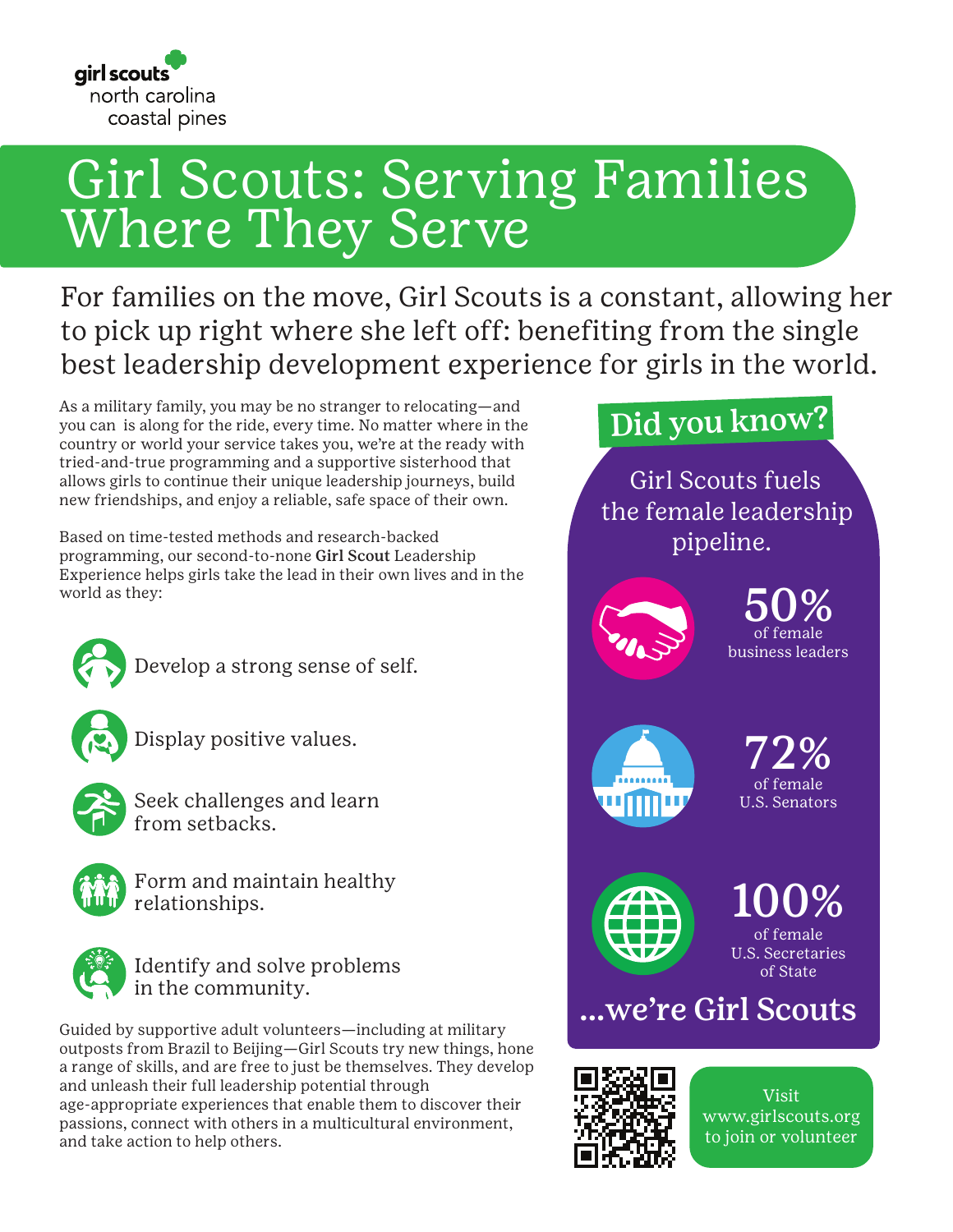girl scouts
north carolina
coastal pines

# Girl Scouts: Serving Families Where They Serve

For families on the move, Girl Scouts is a constant, allowing her to pick up right where she left off: benefiting from the single best leadership development experience for girls in the world.

As a military family, you may be no stranger to relocating—and you can is along for the ride, every time. No matter where in the country or world your service takes you, we're at the ready with tried-and-true programming and a supportive sisterhood that allows girls to continue their unique leadership journeys, build new friendships, and enjoy a reliable, safe space of their own.

Based on time-tested methods and research-backed programming, our second-to-none **Girl Scout** Leadership Experience helps girls take the lead in their own lives and in the world as they:

- Develop a strong sense of self.
- Display positive values.
- Seek challenges and learn from setbacks.
- Form and maintain healthy relationships.
- Identify and solve problems in the community.

Guided by supportive adult volunteers—including at military outposts from Brazil to Beijing—Girl Scouts try new things, hone a range of skills, and are free to just be themselves. They develop and unleash their full leadership potential through age-appropriate experiences that enable them to discover their passions, connect with others in a multicultural environment, and take action to help others.

## Did you know?

Girl Scouts fuels the female leadership pipeline.

**50%** of female business leaders

**72%** of female U.S. Senators

**100%** of female U.S. Secretaries of State

**...we're Girl Scouts**

Visit www.girlscouts.org to join or volunteer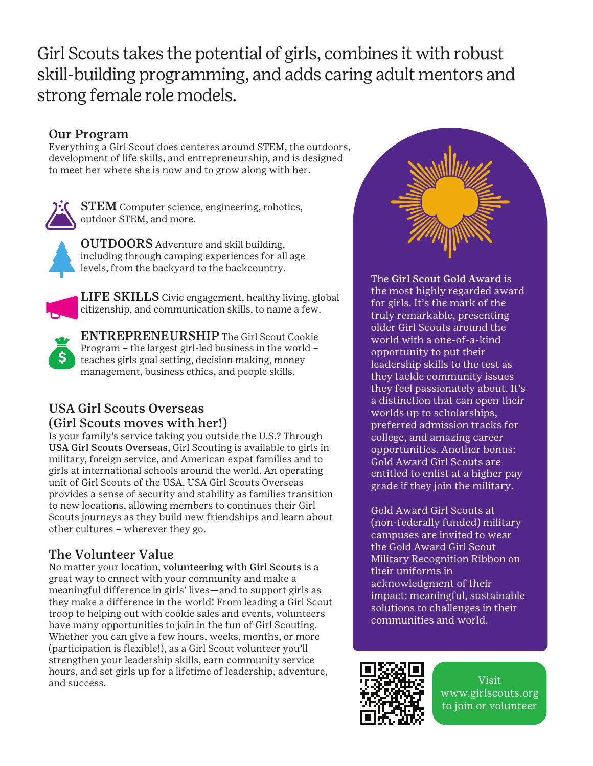Girl Scouts takes the potential of girls, combines it with robust skill-building programming, and adds caring adult mentors and strong female role models.

## Our Program

Everything a Girl Scout does centeres around STEM, the outdoors, development of life skills, and entrepreneurship, and is designed to meet her where she is now and to grow along with her.

**STEM** Computer science, engineering, robotics, outdoor STEM, and more.

**OUTDOORS** Adventure and skill building, including through camping experiences for all age levels, from the backyard to the backcountry.

**LIFE SKILLS** Civic engagement, healthy living, global citizenship, and communication skills, to name a few.

**ENTREPRENEURSHIP** The Girl Scout Cookie Program – the largest girl-led business in the world – teaches girls goal setting, decision making, money management, business ethics, and people skills.

## USA Girl Scouts Overseas (Girl Scouts moves with her!)

Is your family's service taking you outside the U.S.? Through **USA Girl Scouts Overseas**, Girl Scouting is available to girls in military, foreign service, and American expat families and to girls at international schools around the world. An operating unit of Girl Scouts of the USA, USA Girl Scouts Overseas provides a sense of security and stability as families transition to new locations, allowing members to continues their Girl Scouts journeys as they build new friendships and learn about other cultures – wherever they go.

## The Volunteer Value

No matter your location, **volunteering with Girl Scouts** is a great way to cnnect with your community and make a meaningful difference in girls' lives—and to support girls as they make a difference in the world! From leading a Girl Scout troop to helping out with cookie sales and events, volunteers have many opportunities to join in the fun of Girl Scouting. Whether you can give a few hours, weeks, months, or more (participation is flexible!), as a Girl Scout volunteer you'll strengthen your leadership skills, earn community service hours, and set girls up for a lifetime of leadership, adventure, and success.

The **Girl Scout Gold Award** is the most highly regarded award for girls. It's the mark of the truly remarkable, presenting older Girl Scouts around the world with a one-of-a-kind opportunity to put their leadership skills to the test as they tackle community issues they feel passionately about. It's a distinction that can open their worlds up to scholarships, preferred admission tracks for college, and amazing career opportunities. Another bonus: Gold Award Girl Scouts are entitled to enlist at a higher pay grade if they join the military.

Gold Award Girl Scouts at (non-federally funded) military campuses are invited to wear the Gold Award Girl Scout Military Recognition Ribbon on their uniforms in acknowledgment of their impact: meaningful, sustainable solutions to challenges in their communities and world.

Visit www.girlscouts.org to join or volunteer